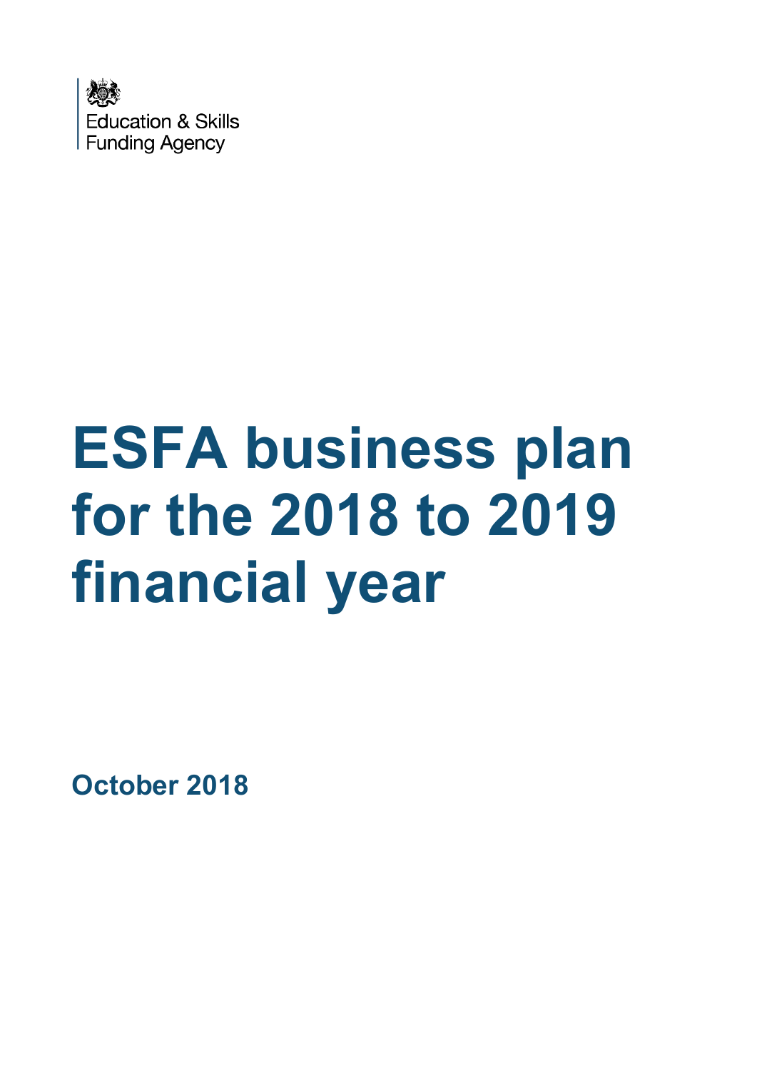Education & Skills Funding Agency

# ESFA business plan for the 2018 to 2019 financial year

**October 2018**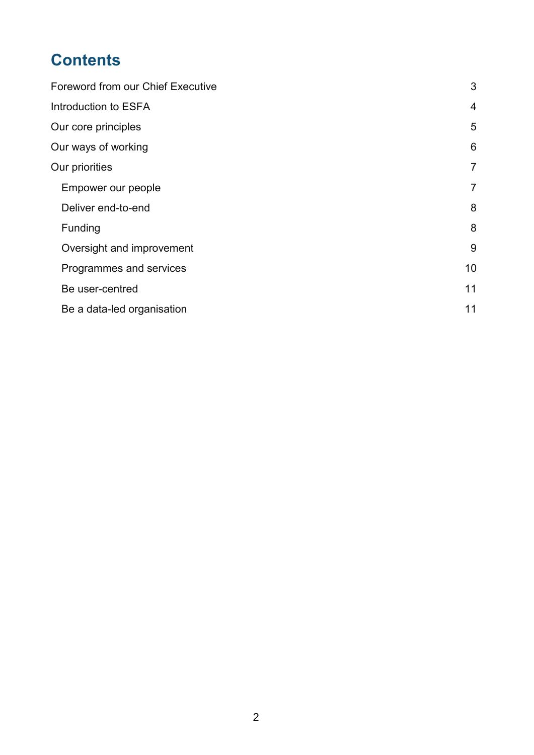# Contents

- Foreword from our Chief Executive 3
- Introduction to ESFA 4
- Our core principles 5
- Our ways of working 6
- Our priorities 7
  - Empower our people 7
  - Deliver end-to-end 8
  - Funding 8
  - Oversight and improvement 9
  - Programmes and services 10
  - Be user-centred 11
  - Be a data-led organisation 11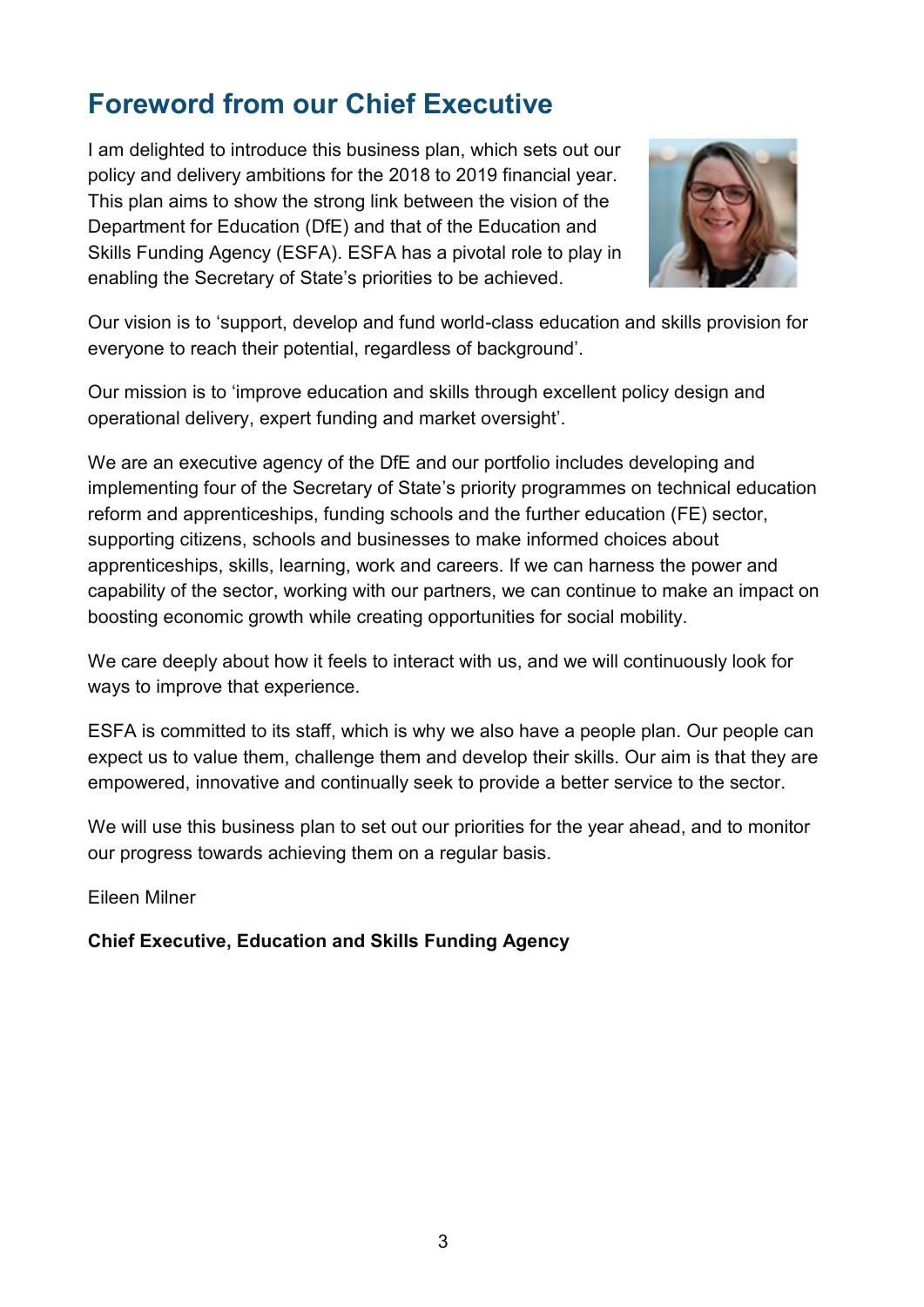# Foreword from our Chief Executive

I am delighted to introduce this business plan, which sets out our policy and delivery ambitions for the 2018 to 2019 financial year. This plan aims to show the strong link between the vision of the Department for Education (DfE) and that of the Education and Skills Funding Agency (ESFA). ESFA has a pivotal role to play in enabling the Secretary of State's priorities to be achieved.

Our vision is to 'support, develop and fund world-class education and skills provision for everyone to reach their potential, regardless of background'.

Our mission is to 'improve education and skills through excellent policy design and operational delivery, expert funding and market oversight'.

We are an executive agency of the DfE and our portfolio includes developing and implementing four of the Secretary of State's priority programmes on technical education reform and apprenticeships, funding schools and the further education (FE) sector, supporting citizens, schools and businesses to make informed choices about apprenticeships, skills, learning, work and careers. If we can harness the power and capability of the sector, working with our partners, we can continue to make an impact on boosting economic growth while creating opportunities for social mobility.

We care deeply about how it feels to interact with us, and we will continuously look for ways to improve that experience.

ESFA is committed to its staff, which is why we also have a people plan. Our people can expect us to value them, challenge them and develop their skills. Our aim is that they are empowered, innovative and continually seek to provide a better service to the sector.

We will use this business plan to set out our priorities for the year ahead, and to monitor our progress towards achieving them on a regular basis.

Eileen Milner

**Chief Executive, Education and Skills Funding Agency**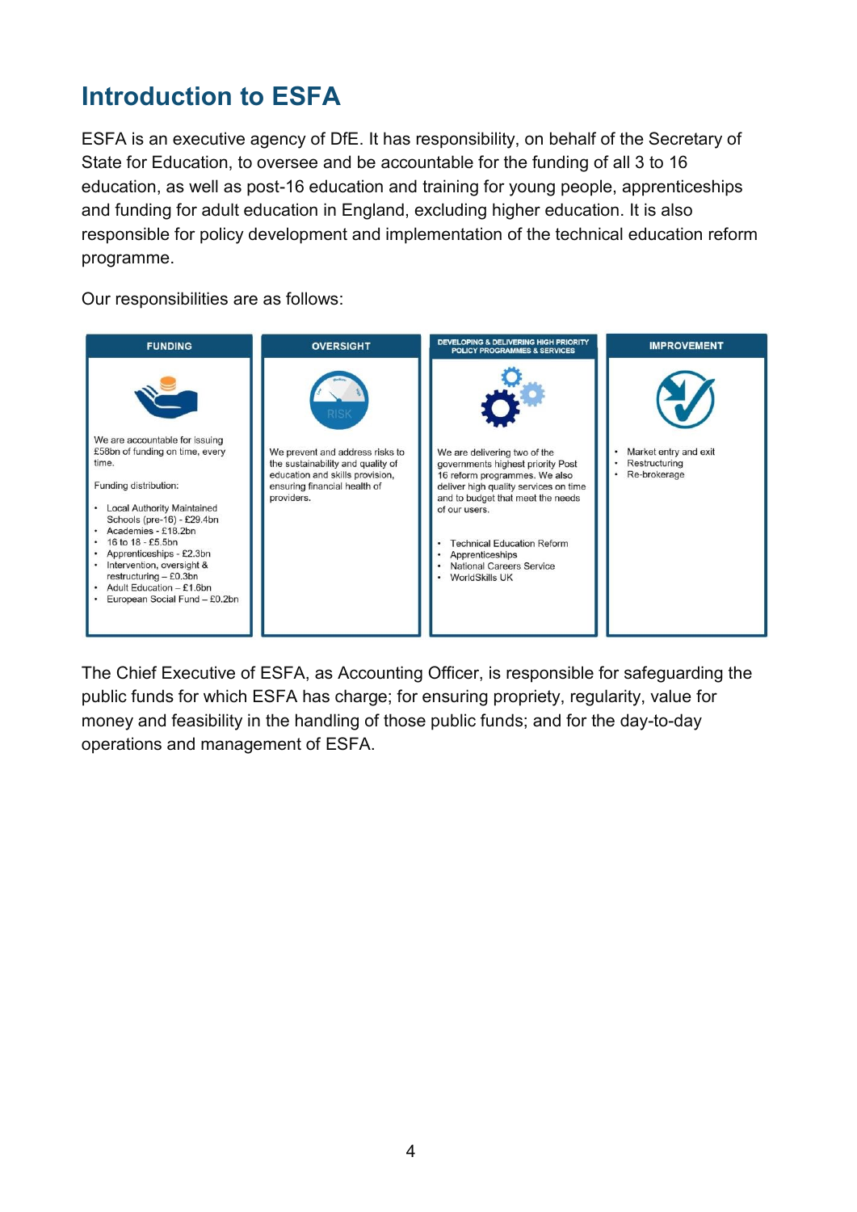# Introduction to ESFA

ESFA is an executive agency of DfE. It has responsibility, on behalf of the Secretary of State for Education, to oversee and be accountable for the funding of all 3 to 16 education, as well as post-16 education and training for young people, apprenticeships and funding for adult education in England, excluding higher education. It is also responsible for policy development and implementation of the technical education reform programme.

Our responsibilities are as follows:

**FUNDING**

We are accountable for issuing £58bn of funding on time, every time.

Funding distribution:

- Local Authority Maintained Schools (pre-16) - £29.4bn
- Academies - £18.2bn
- 16 to 18 - £5.5bn
- Apprenticeships - £2.3bn
- Intervention, oversight & restructuring – £0.3bn
- Adult Education – £1.6bn
- European Social Fund – £0.2bn

**OVERSIGHT**

We prevent and address risks to the sustainability and quality of education and skills provision, ensuring financial health of providers.

**DEVELOPING & DELIVERING HIGH PRIORITY POLICY PROGRAMMES & SERVICES**

We are delivering two of the governments highest priority Post 16 reform programmes. We also deliver high quality services on time and to budget that meet the needs of our users.

- Technical Education Reform
- Apprenticeships
- National Careers Service
- WorldSkills UK

**IMPROVEMENT**

- Market entry and exit
- Restructuring
- Re-brokerage

The Chief Executive of ESFA, as Accounting Officer, is responsible for safeguarding the public funds for which ESFA has charge; for ensuring propriety, regularity, value for money and feasibility in the handling of those public funds; and for the day-to-day operations and management of ESFA.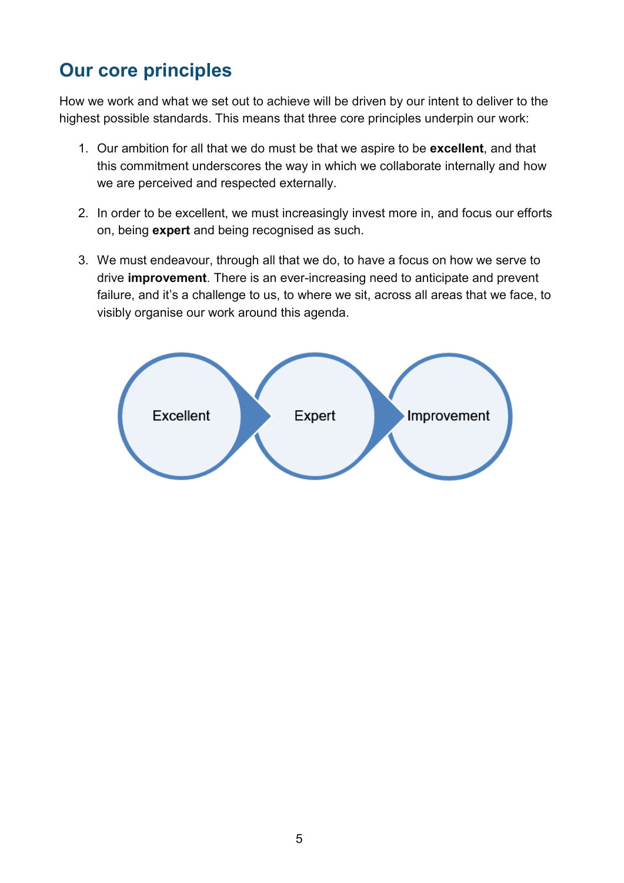## Our core principles

How we work and what we set out to achieve will be driven by our intent to deliver to the highest possible standards. This means that three core principles underpin our work:

1. Our ambition for all that we do must be that we aspire to be **excellent**, and that this commitment underscores the way in which we collaborate internally and how we are perceived and respected externally.

2. In order to be excellent, we must increasingly invest more in, and focus our efforts on, being **expert** and being recognised as such.

3. We must endeavour, through all that we do, to have a focus on how we serve to drive **improvement**. There is an ever-increasing need to anticipate and prevent failure, and it's a challenge to us, to where we sit, across all areas that we face, to visibly organise our work around this agenda.

Excellent → Expert → Improvement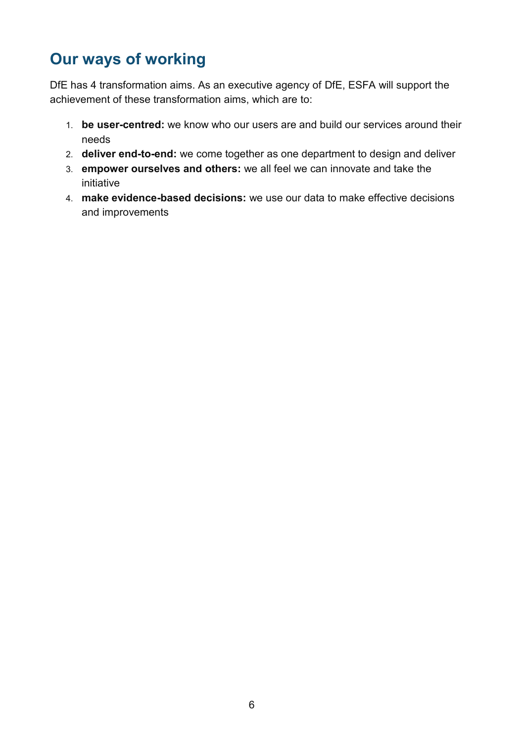## Our ways of working

DfE has 4 transformation aims. As an executive agency of DfE, ESFA will support the achievement of these transformation aims, which are to:

1. **be user-centred:** we know who our users are and build our services around their needs
2. **deliver end-to-end:** we come together as one department to design and deliver
3. **empower ourselves and others:** we all feel we can innovate and take the initiative
4. **make evidence-based decisions:** we use our data to make effective decisions and improvements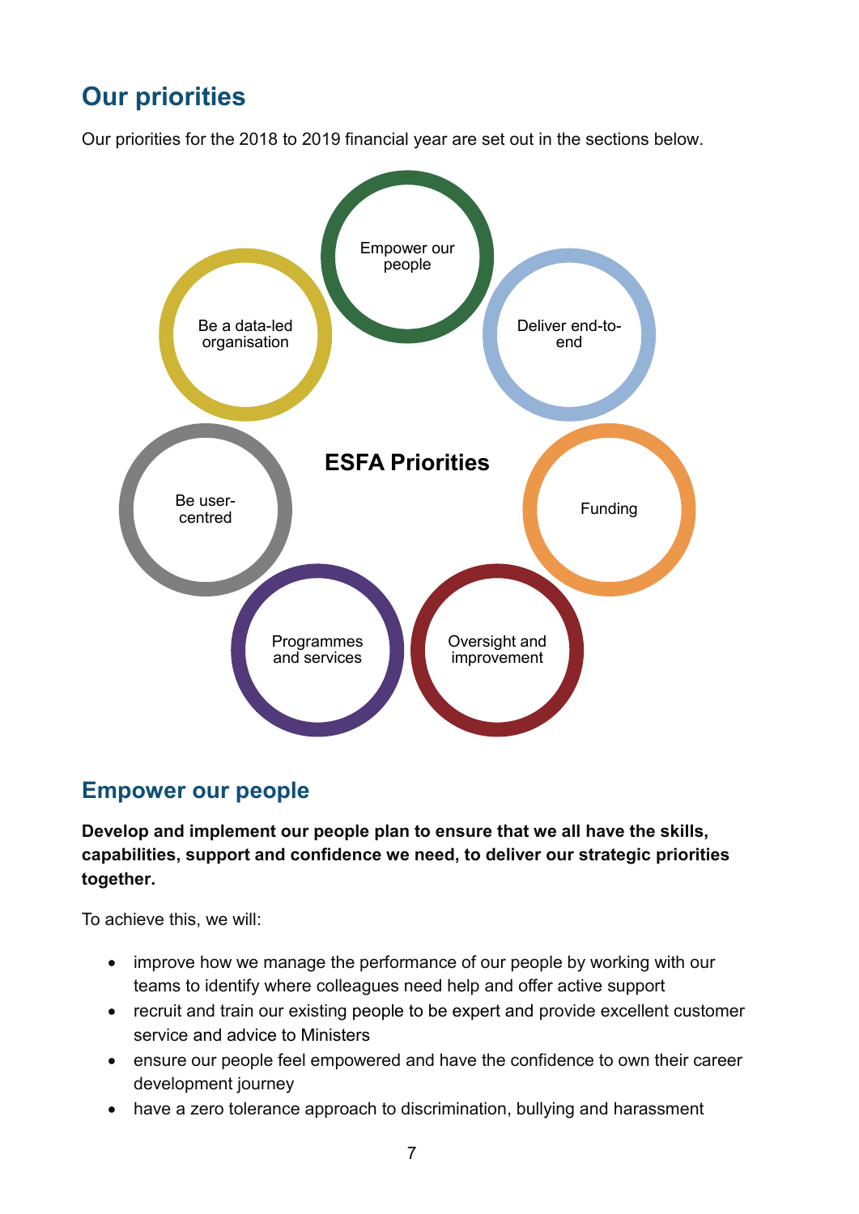## Our priorities

Our priorities for the 2018 to 2019 financial year are set out in the sections below.

**ESFA Priorities**

- Empower our people
- Deliver end-to-end
- Funding
- Oversight and improvement
- Programmes and services
- Be user-centred
- Be a data-led organisation

## Empower our people

**Develop and implement our people plan to ensure that we all have the skills, capabilities, support and confidence we need, to deliver our strategic priorities together.**

To achieve this, we will:

- improve how we manage the performance of our people by working with our teams to identify where colleagues need help and offer active support
- recruit and train our existing people to be expert and provide excellent customer service and advice to Ministers
- ensure our people feel empowered and have the confidence to own their career development journey
- have a zero tolerance approach to discrimination, bullying and harassment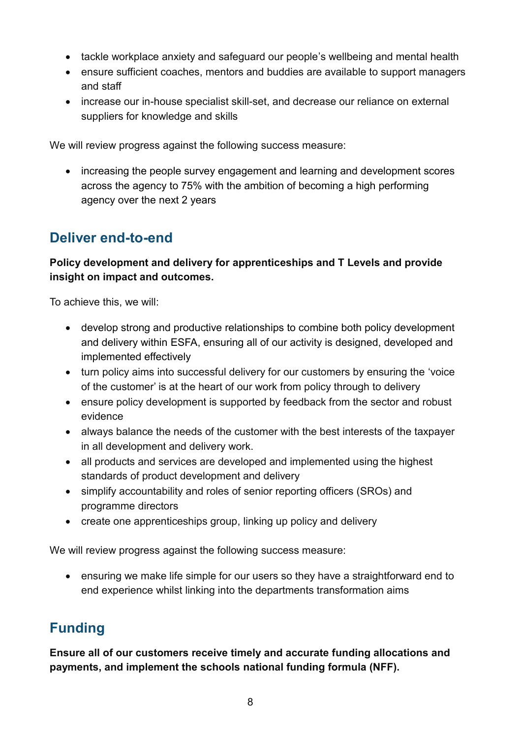- tackle workplace anxiety and safeguard our people's wellbeing and mental health
- ensure sufficient coaches, mentors and buddies are available to support managers and staff
- increase our in-house specialist skill-set, and decrease our reliance on external suppliers for knowledge and skills

We will review progress against the following success measure:

- increasing the people survey engagement and learning and development scores across the agency to 75% with the ambition of becoming a high performing agency over the next 2 years

## Deliver end-to-end

**Policy development and delivery for apprenticeships and T Levels and provide insight on impact and outcomes.**

To achieve this, we will:

- develop strong and productive relationships to combine both policy development and delivery within ESFA, ensuring all of our activity is designed, developed and implemented effectively
- turn policy aims into successful delivery for our customers by ensuring the 'voice of the customer' is at the heart of our work from policy through to delivery
- ensure policy development is supported by feedback from the sector and robust evidence
- always balance the needs of the customer with the best interests of the taxpayer in all development and delivery work.
- all products and services are developed and implemented using the highest standards of product development and delivery
- simplify accountability and roles of senior reporting officers (SROs) and programme directors
- create one apprenticeships group, linking up policy and delivery

We will review progress against the following success measure:

- ensuring we make life simple for our users so they have a straightforward end to end experience whilst linking into the departments transformation aims

## Funding

**Ensure all of our customers receive timely and accurate funding allocations and payments, and implement the schools national funding formula (NFF).**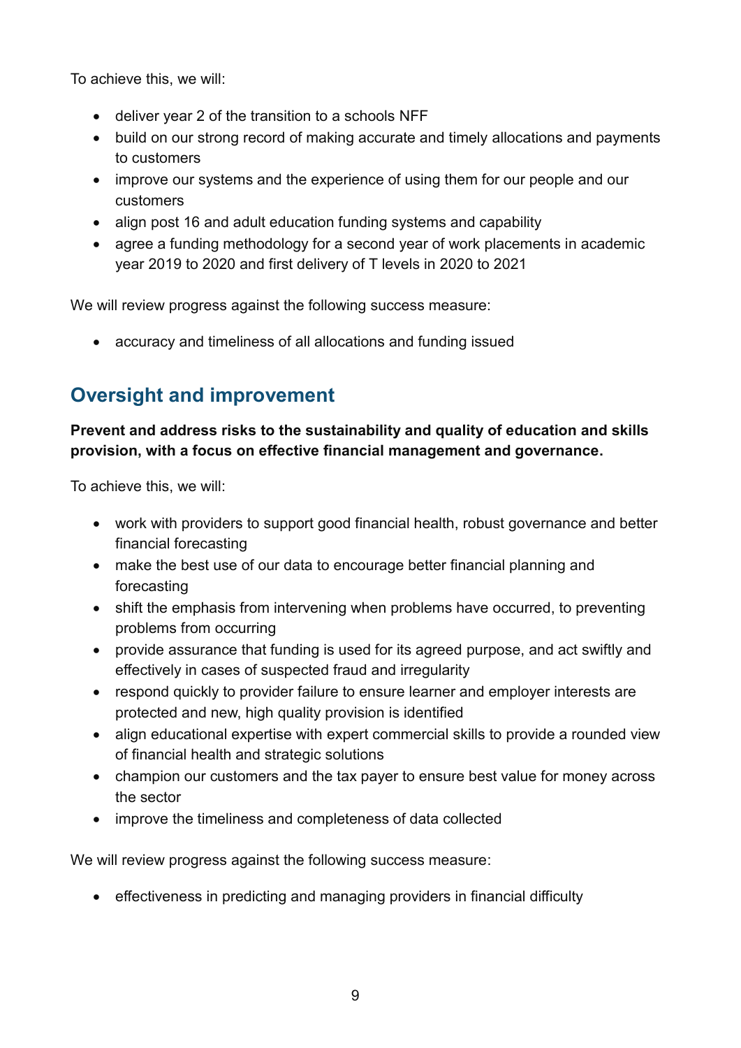To achieve this, we will:

- deliver year 2 of the transition to a schools NFF
- build on our strong record of making accurate and timely allocations and payments to customers
- improve our systems and the experience of using them for our people and our customers
- align post 16 and adult education funding systems and capability
- agree a funding methodology for a second year of work placements in academic year 2019 to 2020 and first delivery of T levels in 2020 to 2021

We will review progress against the following success measure:

- accuracy and timeliness of all allocations and funding issued

## Oversight and improvement

**Prevent and address risks to the sustainability and quality of education and skills provision, with a focus on effective financial management and governance.**

To achieve this, we will:

- work with providers to support good financial health, robust governance and better financial forecasting
- make the best use of our data to encourage better financial planning and forecasting
- shift the emphasis from intervening when problems have occurred, to preventing problems from occurring
- provide assurance that funding is used for its agreed purpose, and act swiftly and effectively in cases of suspected fraud and irregularity
- respond quickly to provider failure to ensure learner and employer interests are protected and new, high quality provision is identified
- align educational expertise with expert commercial skills to provide a rounded view of financial health and strategic solutions
- champion our customers and the tax payer to ensure best value for money across the sector
- improve the timeliness and completeness of data collected

We will review progress against the following success measure:

- effectiveness in predicting and managing providers in financial difficulty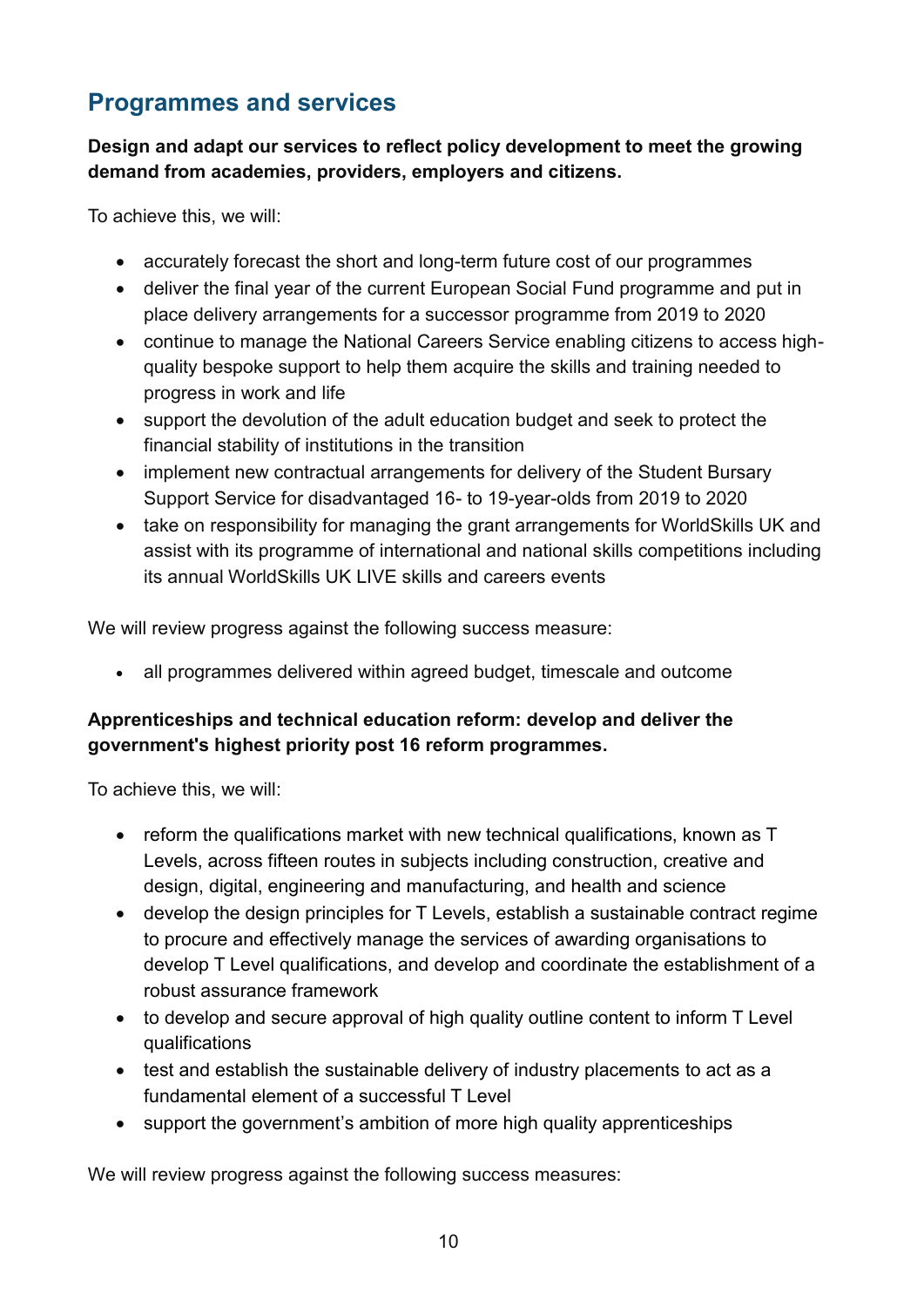## Programmes and services

**Design and adapt our services to reflect policy development to meet the growing demand from academies, providers, employers and citizens.**

To achieve this, we will:

- accurately forecast the short and long-term future cost of our programmes
- deliver the final year of the current European Social Fund programme and put in place delivery arrangements for a successor programme from 2019 to 2020
- continue to manage the National Careers Service enabling citizens to access high-quality bespoke support to help them acquire the skills and training needed to progress in work and life
- support the devolution of the adult education budget and seek to protect the financial stability of institutions in the transition
- implement new contractual arrangements for delivery of the Student Bursary Support Service for disadvantaged 16- to 19-year-olds from 2019 to 2020
- take on responsibility for managing the grant arrangements for WorldSkills UK and assist with its programme of international and national skills competitions including its annual WorldSkills UK LIVE skills and careers events

We will review progress against the following success measure:

- all programmes delivered within agreed budget, timescale and outcome

**Apprenticeships and technical education reform: develop and deliver the government's highest priority post 16 reform programmes.**

To achieve this, we will:

- reform the qualifications market with new technical qualifications, known as T Levels, across fifteen routes in subjects including construction, creative and design, digital, engineering and manufacturing, and health and science
- develop the design principles for T Levels, establish a sustainable contract regime to procure and effectively manage the services of awarding organisations to develop T Level qualifications, and develop and coordinate the establishment of a robust assurance framework
- to develop and secure approval of high quality outline content to inform T Level qualifications
- test and establish the sustainable delivery of industry placements to act as a fundamental element of a successful T Level
- support the government's ambition of more high quality apprenticeships

We will review progress against the following success measures: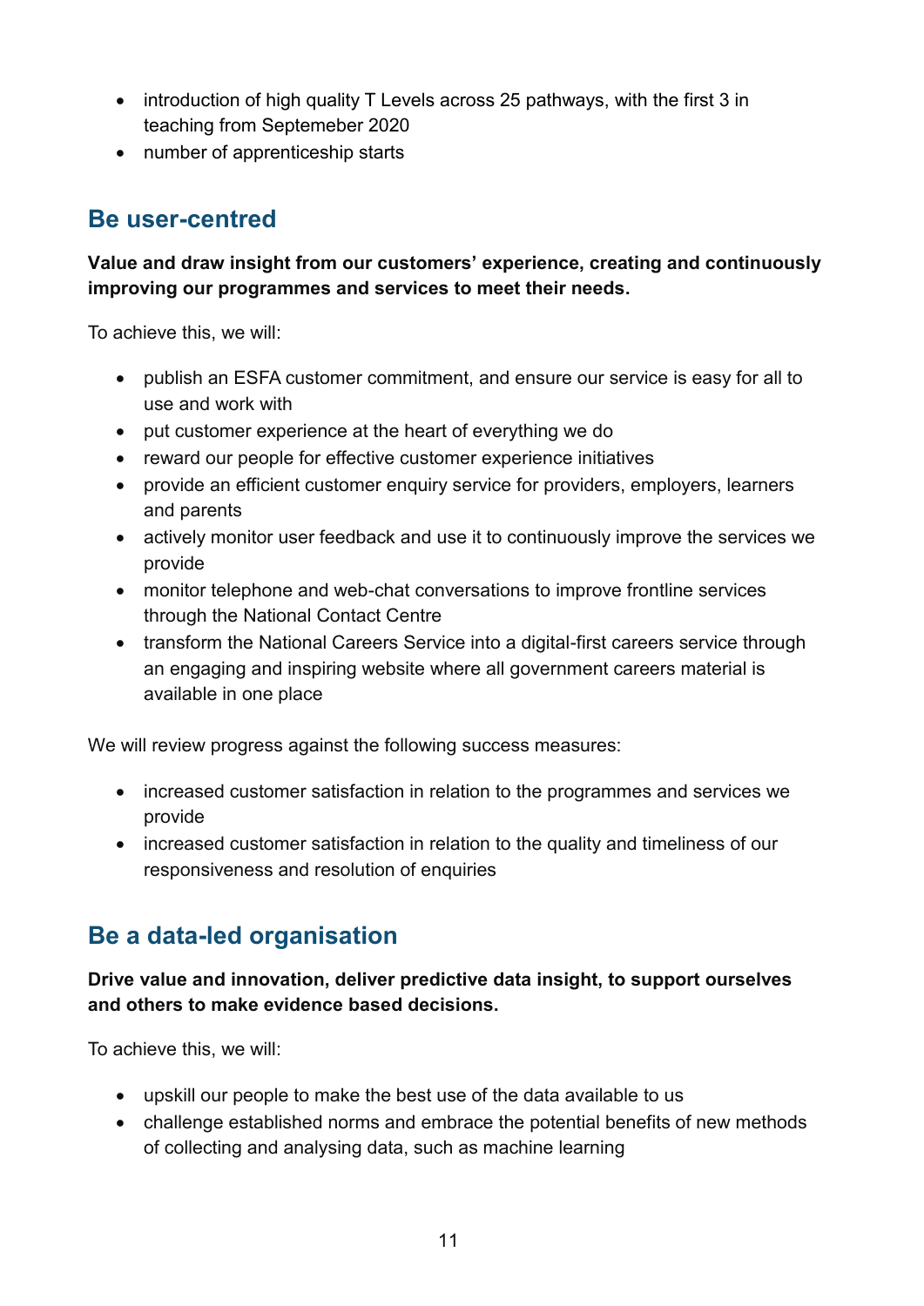- introduction of high quality T Levels across 25 pathways, with the first 3 in teaching from Septemeber 2020
- number of apprenticeship starts

## Be user-centred

**Value and draw insight from our customers' experience, creating and continuously improving our programmes and services to meet their needs.**

To achieve this, we will:

- publish an ESFA customer commitment, and ensure our service is easy for all to use and work with
- put customer experience at the heart of everything we do
- reward our people for effective customer experience initiatives
- provide an efficient customer enquiry service for providers, employers, learners and parents
- actively monitor user feedback and use it to continuously improve the services we provide
- monitor telephone and web-chat conversations to improve frontline services through the National Contact Centre
- transform the National Careers Service into a digital-first careers service through an engaging and inspiring website where all government careers material is available in one place

We will review progress against the following success measures:

- increased customer satisfaction in relation to the programmes and services we provide
- increased customer satisfaction in relation to the quality and timeliness of our responsiveness and resolution of enquiries

## Be a data-led organisation

**Drive value and innovation, deliver predictive data insight, to support ourselves and others to make evidence based decisions.**

To achieve this, we will:

- upskill our people to make the best use of the data available to us
- challenge established norms and embrace the potential benefits of new methods of collecting and analysing data, such as machine learning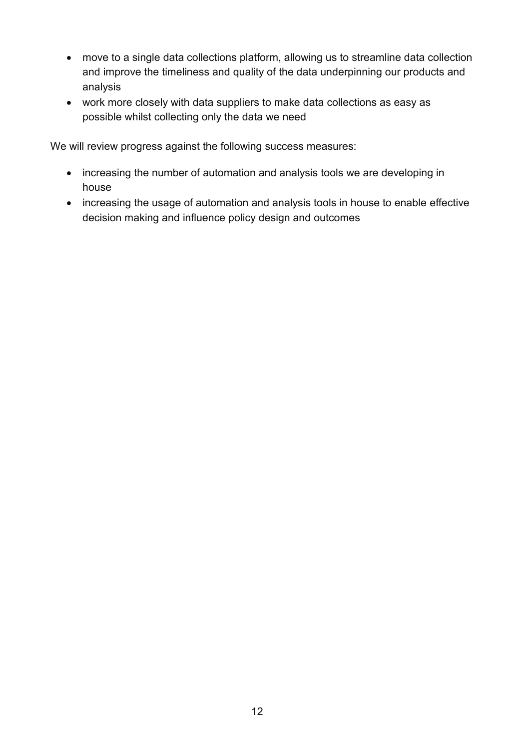- move to a single data collections platform, allowing us to streamline data collection and improve the timeliness and quality of the data underpinning our products and analysis
- work more closely with data suppliers to make data collections as easy as possible whilst collecting only the data we need

We will review progress against the following success measures:

- increasing the number of automation and analysis tools we are developing in house
- increasing the usage of automation and analysis tools in house to enable effective decision making and influence policy design and outcomes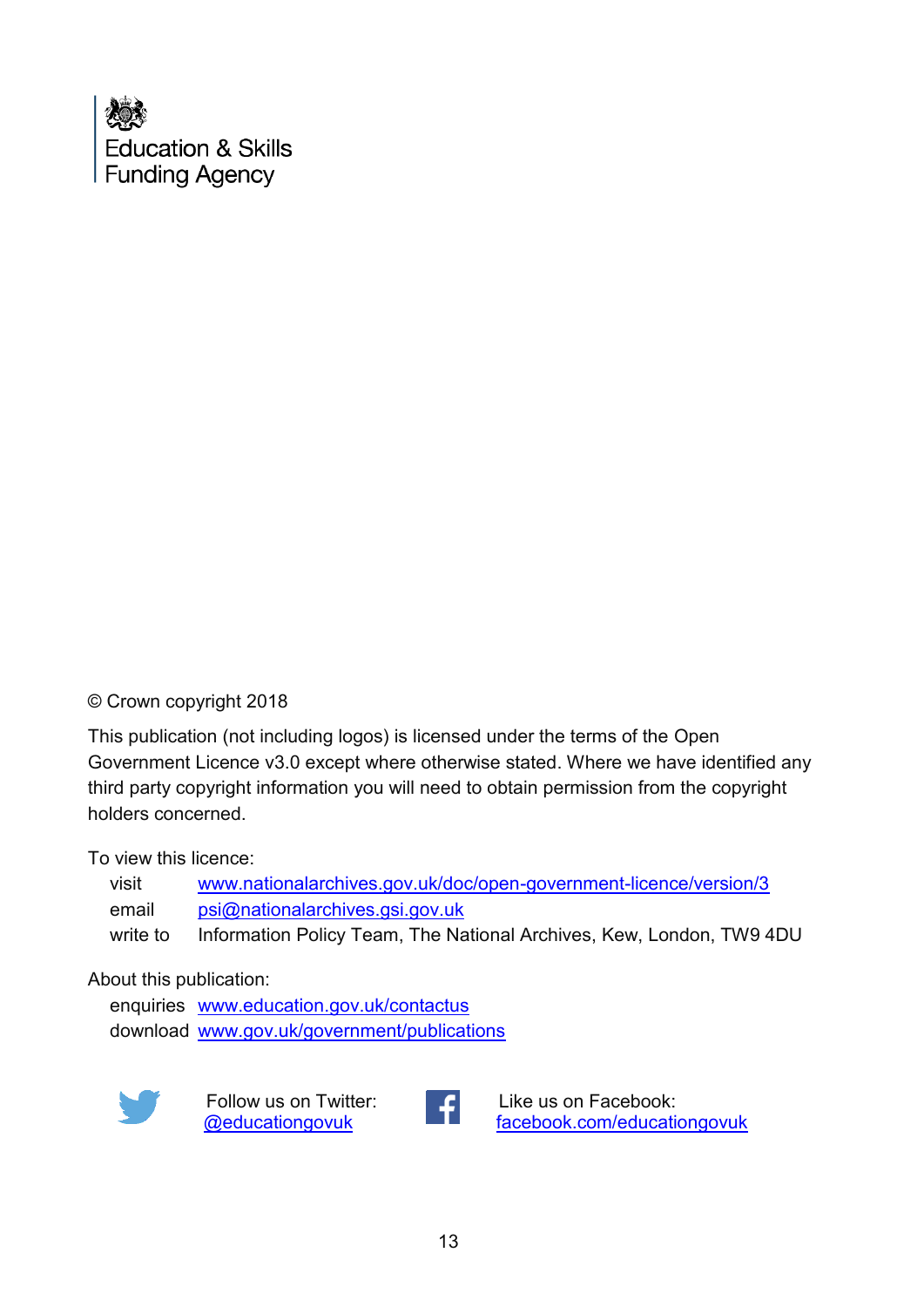Education & Skills Funding Agency

© Crown copyright 2018

This publication (not including logos) is licensed under the terms of the Open Government Licence v3.0 except where otherwise stated. Where we have identified any third party copyright information you will need to obtain permission from the copyright holders concerned.

To view this licence:

visit www.nationalarchives.gov.uk/doc/open-government-licence/version/3
email psi@nationalarchives.gsi.gov.uk
write to Information Policy Team, The National Archives, Kew, London, TW9 4DU

About this publication:

enquiries www.education.gov.uk/contactus
download www.gov.uk/government/publications

Follow us on Twitter: @educationgovuk

Like us on Facebook: facebook.com/educationgovuk